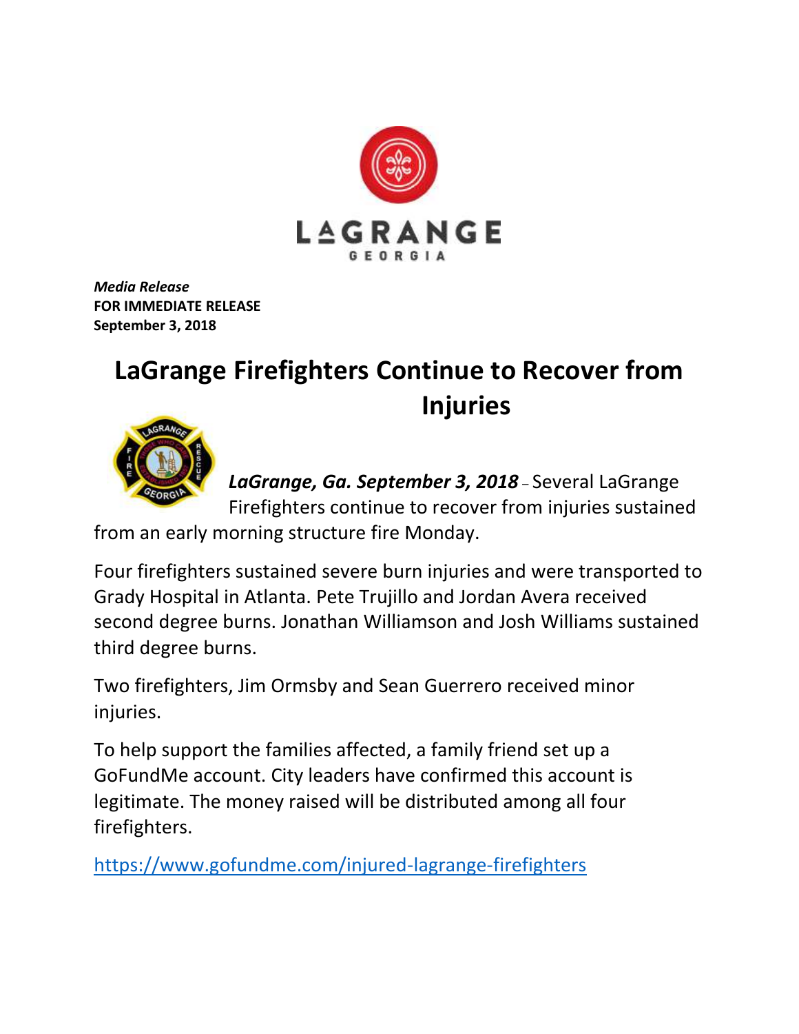LAGRANGE
GEORGIA

***Media Release***
**FOR IMMEDIATE RELEASE**
**September 3, 2018**

# LaGrange Firefighters Continue to Recover from Injuries

***LaGrange, Ga. September 3, 2018*** – Several LaGrange Firefighters continue to recover from injuries sustained from an early morning structure fire Monday.

Four firefighters sustained severe burn injuries and were transported to Grady Hospital in Atlanta. Pete Trujillo and Jordan Avera received second degree burns. Jonathan Williamson and Josh Williams sustained third degree burns.

Two firefighters, Jim Ormsby and Sean Guerrero received minor injuries.

To help support the families affected, a family friend set up a GoFundMe account. City leaders have confirmed this account is legitimate. The money raised will be distributed among all four firefighters.

https://www.gofundme.com/injured-lagrange-firefighters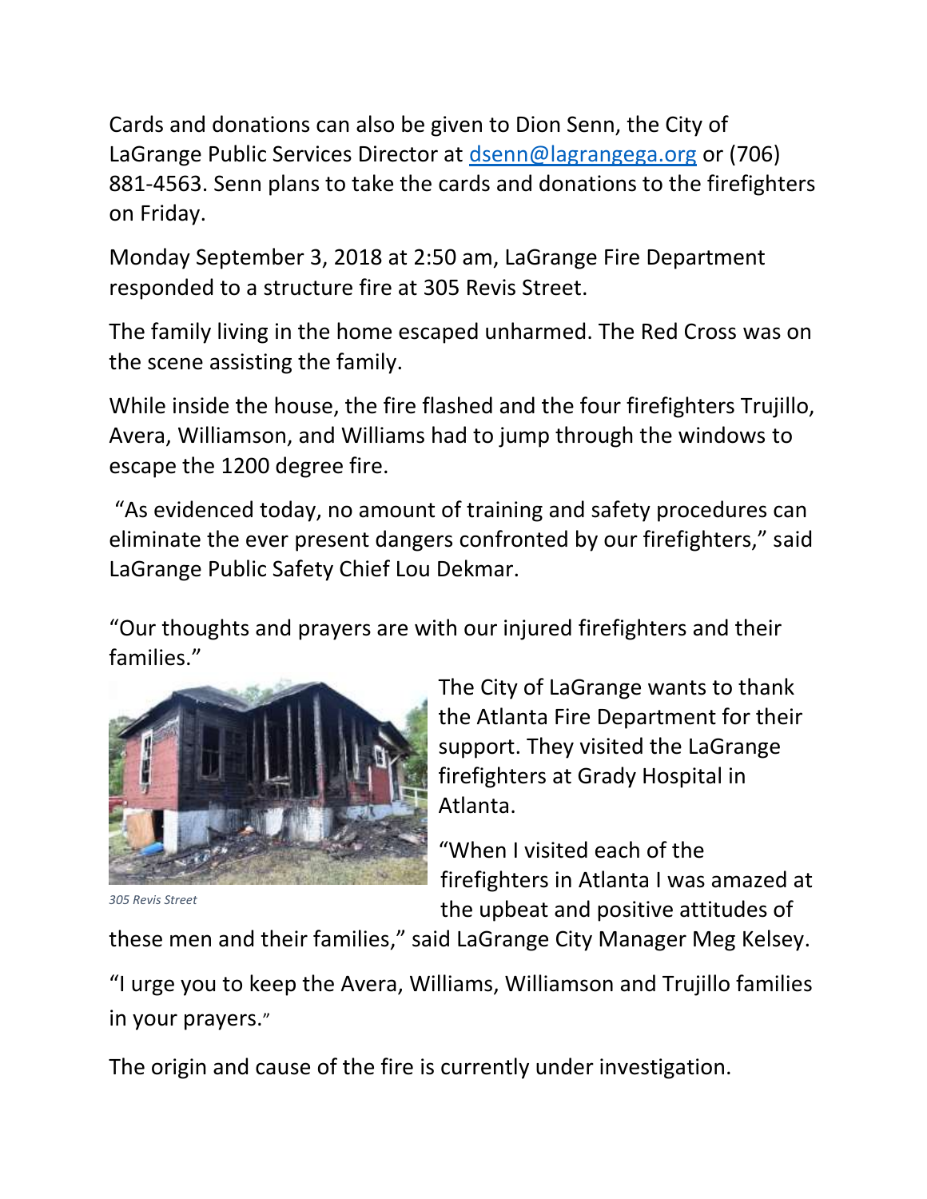Cards and donations can also be given to Dion Senn, the City of LaGrange Public Services Director at [dsenn@lagrangega.org](mailto:dsenn@lagrangega.org) or (706) 881-4563. Senn plans to take the cards and donations to the firefighters on Friday.

Monday September 3, 2018 at 2:50 am, LaGrange Fire Department responded to a structure fire at 305 Revis Street.

The family living in the home escaped unharmed. The Red Cross was on the scene assisting the family.

While inside the house, the fire flashed and the four firefighters Trujillo, Avera, Williamson, and Williams had to jump through the windows to escape the 1200 degree fire.

"As evidenced today, no amount of training and safety procedures can eliminate the ever present dangers confronted by our firefighters," said LaGrange Public Safety Chief Lou Dekmar.

"Our thoughts and prayers are with our injured firefighters and their families."

*305 Revis Street*

The City of LaGrange wants to thank the Atlanta Fire Department for their support. They visited the LaGrange firefighters at Grady Hospital in Atlanta.

"When I visited each of the firefighters in Atlanta I was amazed at the upbeat and positive attitudes of these men and their families," said LaGrange City Manager Meg Kelsey.

"I urge you to keep the Avera, Williams, Williamson and Trujillo families in your prayers."

The origin and cause of the fire is currently under investigation.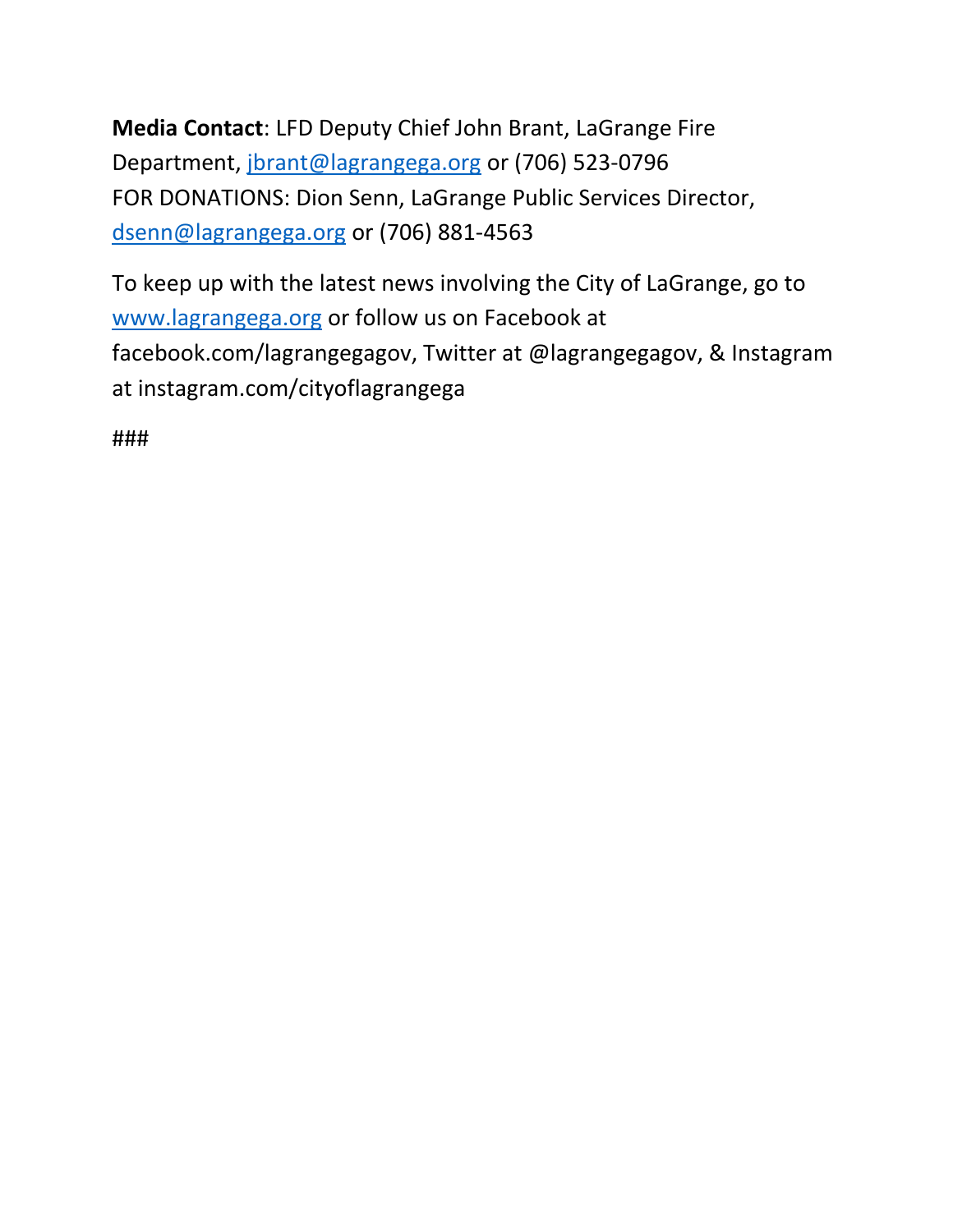**Media Contact**: LFD Deputy Chief John Brant, LaGrange Fire Department, jbrant@lagrangega.org or (706) 523-0796
FOR DONATIONS: Dion Senn, LaGrange Public Services Director, dsenn@lagrangega.org or (706) 881-4563

To keep up with the latest news involving the City of LaGrange, go to www.lagrangega.org or follow us on Facebook at facebook.com/lagrangegagov, Twitter at @lagrangegagov, & Instagram at instagram.com/cityoflagrangega

###